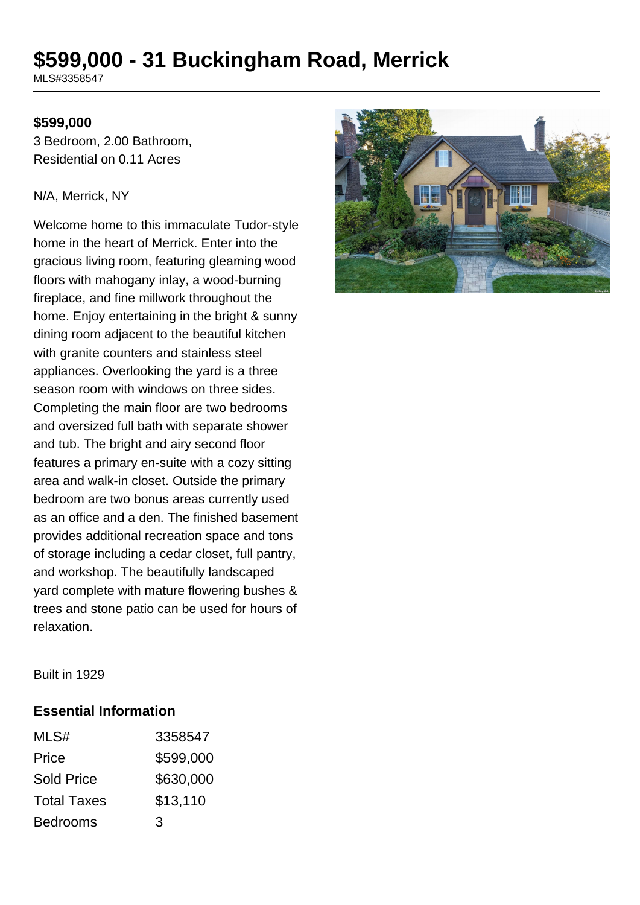# $599,000 - 31 Buckingham Road, Merrick

MLS#3358547

**$599,000**

3 Bedroom, 2.00 Bathroom, Residential on 0.11 Acres

N/A, Merrick, NY

Welcome home to this immaculate Tudor-style home in the heart of Merrick. Enter into the gracious living room, featuring gleaming wood floors with mahogany inlay, a wood-burning fireplace, and fine millwork throughout the home. Enjoy entertaining in the bright & sunny dining room adjacent to the beautiful kitchen with granite counters and stainless steel appliances. Overlooking the yard is a three season room with windows on three sides. Completing the main floor are two bedrooms and oversized full bath with separate shower and tub. The bright and airy second floor features a primary en-suite with a cozy sitting area and walk-in closet. Outside the primary bedroom are two bonus areas currently used as an office and a den. The finished basement provides additional recreation space and tons of storage including a cedar closet, full pantry, and workshop. The beautifully landscaped yard complete with mature flowering bushes & trees and stone patio can be used for hours of relaxation.

Built in 1929

## Essential Information

| | |
|---|---|
| MLS# | 3358547 |
| Price | $599,000 |
| Sold Price | $630,000 |
| Total Taxes | $13,110 |
| Bedrooms | 3 |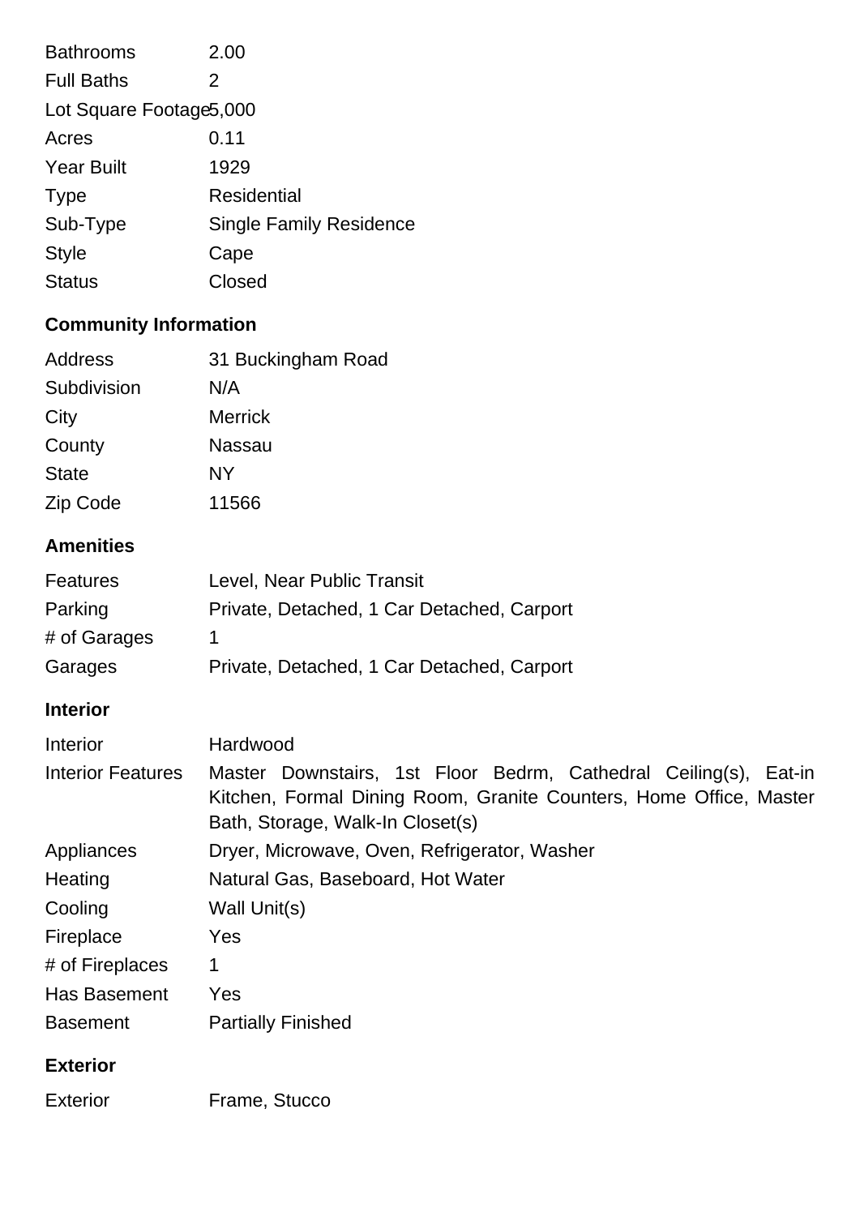| | |
|---|---|
| Bathrooms | 2.00 |
| Full Baths | 2 |
| Lot Square Footage | 5,000 |
| Acres | 0.11 |
| Year Built | 1929 |
| Type | Residential |
| Sub-Type | Single Family Residence |
| Style | Cape |
| Status | Closed |

## Community Information

| | |
|---|---|
| Address | 31 Buckingham Road |
| Subdivision | N/A |
| City | Merrick |
| County | Nassau |
| State | NY |
| Zip Code | 11566 |

## Amenities

| | |
|---|---|
| Features | Level, Near Public Transit |
| Parking | Private, Detached, 1 Car Detached, Carport |
| # of Garages | 1 |
| Garages | Private, Detached, 1 Car Detached, Carport |

## Interior

| | |
|---|---|
| Interior | Hardwood |
| Interior Features | Master Downstairs, 1st Floor Bedrm, Cathedral Ceiling(s), Eat-in Kitchen, Formal Dining Room, Granite Counters, Home Office, Master Bath, Storage, Walk-In Closet(s) |
| Appliances | Dryer, Microwave, Oven, Refrigerator, Washer |
| Heating | Natural Gas, Baseboard, Hot Water |
| Cooling | Wall Unit(s) |
| Fireplace | Yes |
| # of Fireplaces | 1 |
| Has Basement | Yes |
| Basement | Partially Finished |

## Exterior

| | |
|---|---|
| Exterior | Frame, Stucco |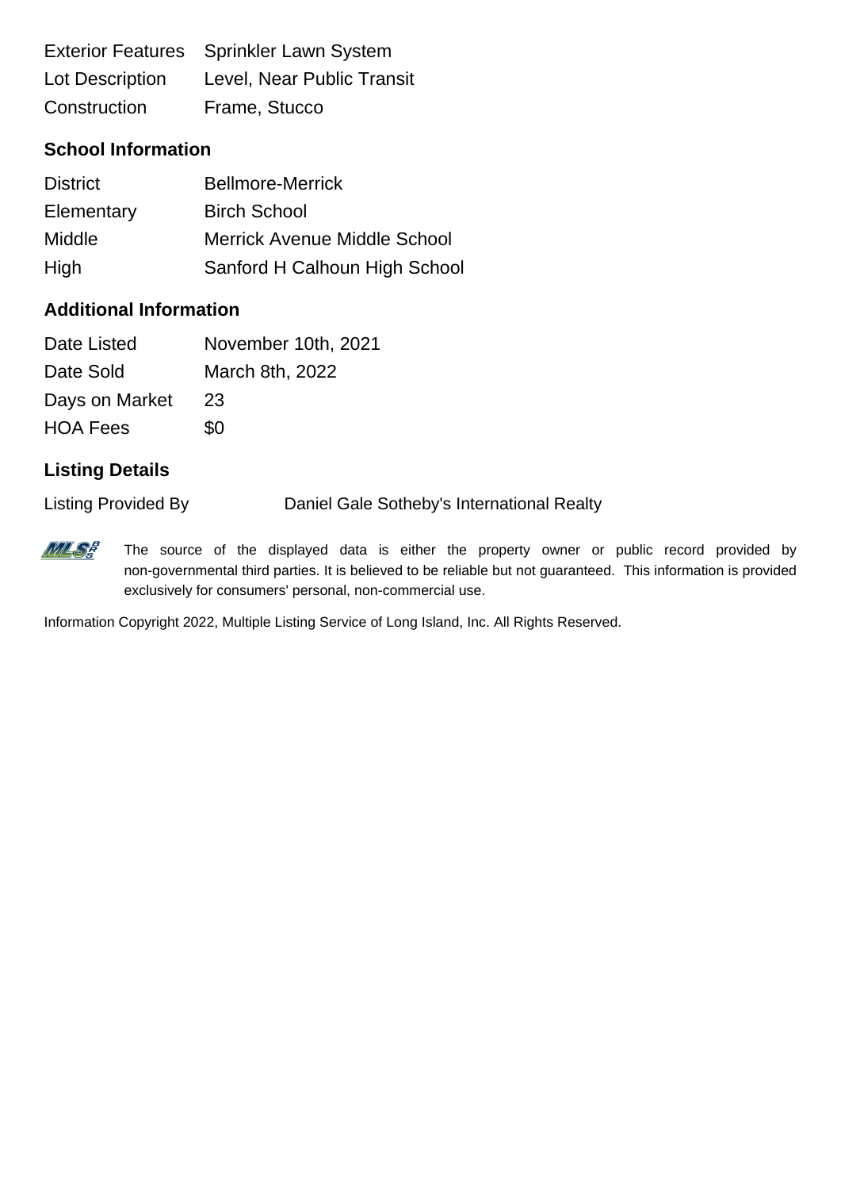| | |
|---|---|
| Exterior Features | Sprinkler Lawn System |
| Lot Description | Level, Near Public Transit |
| Construction | Frame, Stucco |

### School Information

| | |
|---|---|
| District | Bellmore-Merrick |
| Elementary | Birch School |
| Middle | Merrick Avenue Middle School |
| High | Sanford H Calhoun High School |

### Additional Information

| | |
|---|---|
| Date Listed | November 10th, 2021 |
| Date Sold | March 8th, 2022 |
| Days on Market | 23 |
| HOA Fees | $0 |

### Listing Details

| | |
|---|---|
| Listing Provided By | Daniel Gale Sotheby's International Realty |

The source of the displayed data is either the property owner or public record provided by non-governmental third parties. It is believed to be reliable but not guaranteed. This information is provided exclusively for consumers' personal, non-commercial use.

Information Copyright 2022, Multiple Listing Service of Long Island, Inc. All Rights Reserved.